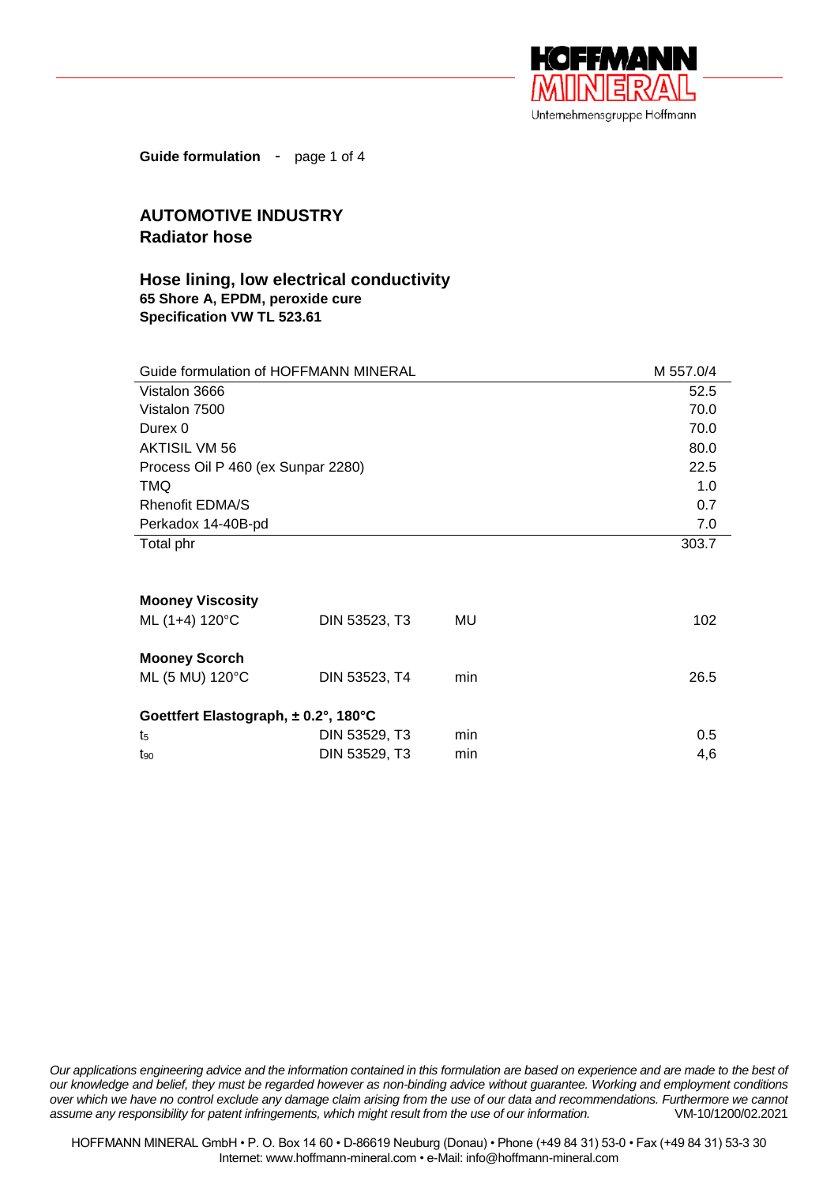**Guide formulation**

# AUTOMOTIVE INDUSTRY
## Radiator hose

### Hose lining, low electrical conductivity
**65 Shore A, EPDM, peroxide cure**
**Specification VW TL 523.61**

| Guide formulation of HOFFMANN MINERAL | M 557.0/4 |
|---|---|
| Vistalon 3666 | 52.5 |
| Vistalon 7500 | 70.0 |
| Durex 0 | 70.0 |
| AKTISIL VM 56 | 80.0 |
| Process Oil P 460 (ex Sunpar 2280) | 22.5 |
| TMQ | 1.0 |
| Rhenofit EDMA/S | 0.7 |
| Perkadox 14-40B-pd | 7.0 |
| Total phr | 303.7 |

| | | | |
|---|---|---|---|
| **Mooney Viscosity** | | | |
| ML (1+4) 120°C | DIN 53523, T3 | MU | 102 |
| **Mooney Scorch** | | | |
| ML (5 MU) 120°C | DIN 53523, T4 | min | 26.5 |
| **Goettfert Elastograph, ± 0.2°, 180°C** | | | |
| $t_5$ | DIN 53529, T3 | min | 0.5 |
| $t_{90}$ | DIN 53529, T3 | min | 4,6 |

*Our applications engineering advice and the information contained in this formulation are based on experience and are made to the best of our knowledge and belief, they must be regarded however as non-binding advice without guarantee. Working and employment conditions over which we have no control exclude any damage claim arising from the use of our data and recommendations. Furthermore we cannot assume any responsibility for patent infringements, which might result from the use of our information.* VM-10/1200/02.2021

HOFFMANN MINERAL GmbH • P. O. Box 14 60 • D-86619 Neuburg (Donau) • Phone (+49 84 31) 53-0 • Fax (+49 84 31) 53-3 30
Internet: www.hoffmann-mineral.com • e-Mail: info@hoffmann-mineral.com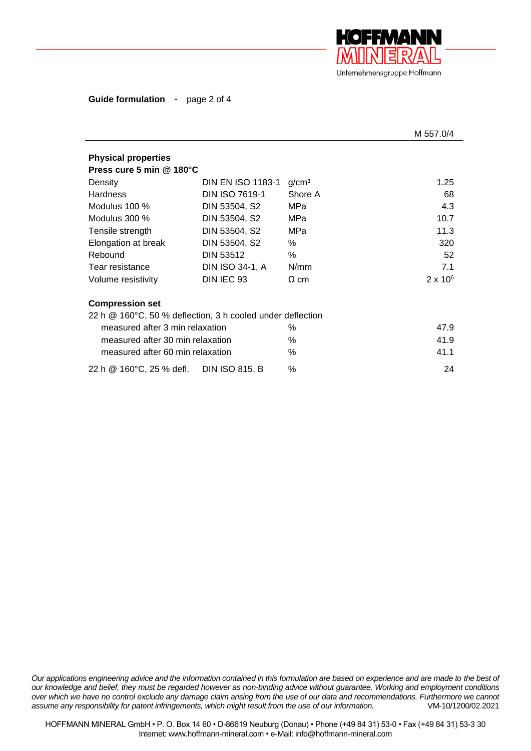**Guide formulation** - page 2 of 4

M 557.0/4

**Physical properties**
**Press cure 5 min @ 180°C**

| | | | |
|---|---|---|---|
| Density | DIN EN ISO 1183-1 | g/cm³ | 1.25 |
| Hardness | DIN ISO 7619-1 | Shore A | 68 |
| Modulus 100 % | DIN 53504, S2 | MPa | 4.3 |
| Modulus 300 % | DIN 53504, S2 | MPa | 10.7 |
| Tensile strength | DIN 53504, S2 | MPa | 11.3 |
| Elongation at break | DIN 53504, S2 | % | 320 |
| Rebound | DIN 53512 | % | 52 |
| Tear resistance | DIN ISO 34-1, A | N/mm | 7.1 |
| Volume resistivity | DIN IEC 93 | Ω cm | $2 \times 10^6$ |

**Compression set**

22 h @ 160°C, 50 % deflection, 3 h cooled under deflection

| | | | |
|---|---|---|---|
| measured after 3 min relaxation | | % | 47.9 |
| measured after 30 min relaxation | | % | 41.9 |
| measured after 60 min relaxation | | % | 41.1 |
| 22 h @ 160°C, 25 % defl. | DIN ISO 815, B | % | 24 |

*Our applications engineering advice and the information contained in this formulation are based on experience and are made to the best of our knowledge and belief, they must be regarded however as non-binding advice without guarantee. Working and employment conditions over which we have no control exclude any damage claim arising from the use of our data and recommendations. Furthermore we cannot assume any responsibility for patent infringements, which might result from the use of our information.* VM-10/1200/02.2021

HOFFMANN MINERAL GmbH • P. O. Box 14 60 • D-86619 Neuburg (Donau) • Phone (+49 84 31) 53-0 • Fax (+49 84 31) 53-3 30
Internet: www.hoffmann-mineral.com • e-Mail: info@hoffmann-mineral.com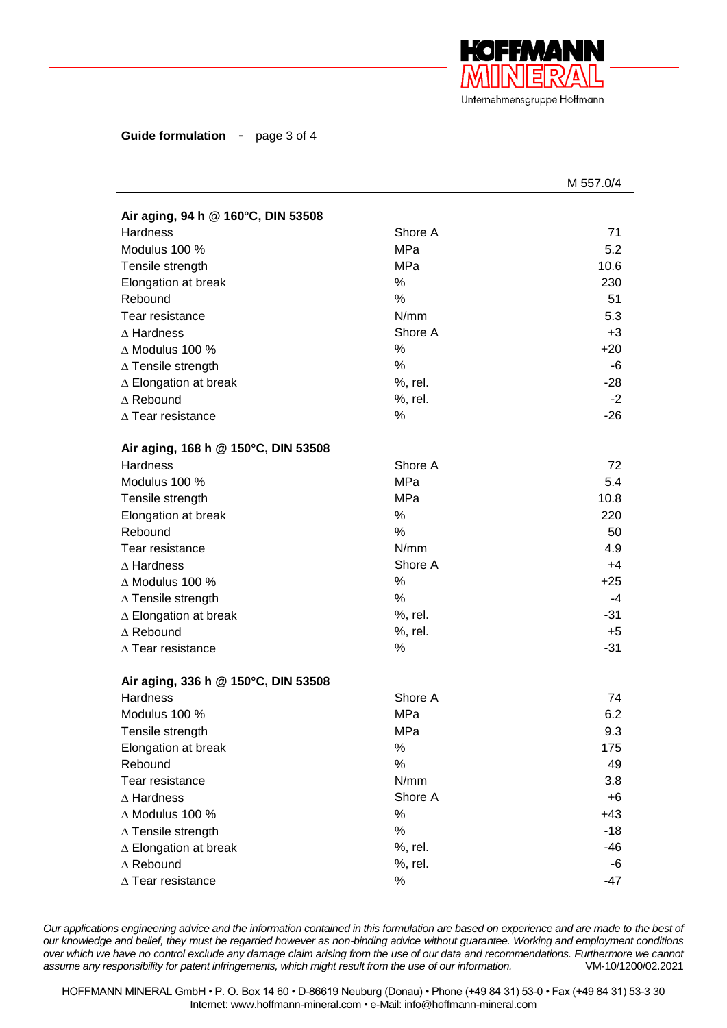**Guide formulation** - page 3 of 4

| | | M 557.0/4 |
|---|---|---|
| **Air aging, 94 h @ 160°C, DIN 53508** | | |
| Hardness | Shore A | 71 |
| Modulus 100 % | MPa | 5.2 |
| Tensile strength | MPa | 10.6 |
| Elongation at break | % | 230 |
| Rebound | % | 51 |
| Tear resistance | N/mm | 5.3 |
| ∆ Hardness | Shore A | +3 |
| ∆ Modulus 100 % | % | +20 |
| ∆ Tensile strength | % | -6 |
| ∆ Elongation at break | %, rel. | -28 |
| ∆ Rebound | %, rel. | -2 |
| ∆ Tear resistance | % | -26 |
| **Air aging, 168 h @ 150°C, DIN 53508** | | |
| Hardness | Shore A | 72 |
| Modulus 100 % | MPa | 5.4 |
| Tensile strength | MPa | 10.8 |
| Elongation at break | % | 220 |
| Rebound | % | 50 |
| Tear resistance | N/mm | 4.9 |
| ∆ Hardness | Shore A | +4 |
| ∆ Modulus 100 % | % | +25 |
| ∆ Tensile strength | % | -4 |
| ∆ Elongation at break | %, rel. | -31 |
| ∆ Rebound | %, rel. | +5 |
| ∆ Tear resistance | % | -31 |
| **Air aging, 336 h @ 150°C, DIN 53508** | | |
| Hardness | Shore A | 74 |
| Modulus 100 % | MPa | 6.2 |
| Tensile strength | MPa | 9.3 |
| Elongation at break | % | 175 |
| Rebound | % | 49 |
| Tear resistance | N/mm | 3.8 |
| ∆ Hardness | Shore A | +6 |
| ∆ Modulus 100 % | % | +43 |
| ∆ Tensile strength | % | -18 |
| ∆ Elongation at break | %, rel. | -46 |
| ∆ Rebound | %, rel. | -6 |
| ∆ Tear resistance | % | -47 |

*Our applications engineering advice and the information contained in this formulation are based on experience and are made to the best of our knowledge and belief, they must be regarded however as non-binding advice without guarantee. Working and employment conditions over which we have no control exclude any damage claim arising from the use of our data and recommendations. Furthermore we cannot assume any responsibility for patent infringements, which might result from the use of our information.* VM-10/1200/02.2021

HOFFMANN MINERAL GmbH • P. O. Box 14 60 • D-86619 Neuburg (Donau) • Phone (+49 84 31) 53-0 • Fax (+49 84 31) 53-3 30
Internet: www.hoffmann-mineral.com • e-Mail: info@hoffmann-mineral.com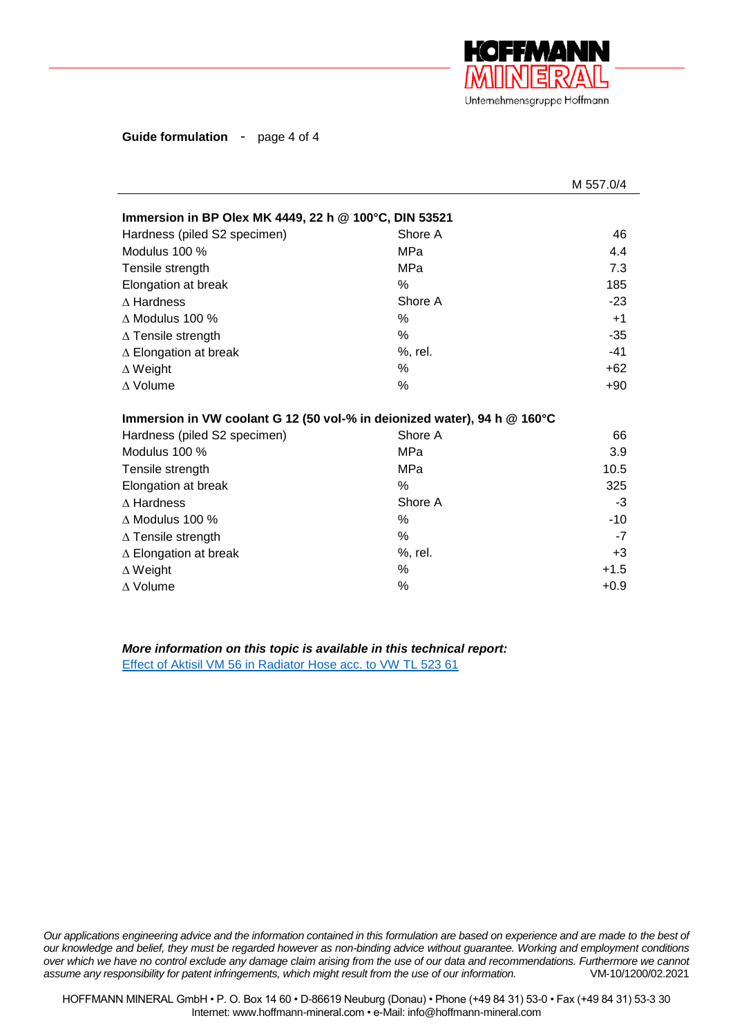**Guide formulation** - page 4 of 4

M 557.0/4

| | | |
|---|---|---|
| **Immersion in BP Olex MK 4449, 22 h @ 100°C, DIN 53521** | | |
| Hardness (piled S2 specimen) | Shore A | 46 |
| Modulus 100 % | MPa | 4.4 |
| Tensile strength | MPa | 7.3 |
| Elongation at break | % | 185 |
| ∆ Hardness | Shore A | -23 |
| ∆ Modulus 100 % | % | +1 |
| ∆ Tensile strength | % | -35 |
| ∆ Elongation at break | %, rel. | -41 |
| ∆ Weight | % | +62 |
| ∆ Volume | % | +90 |
| **Immersion in VW coolant G 12 (50 vol-% in deionized water), 94 h @ 160°C** | | |
| Hardness (piled S2 specimen) | Shore A | 66 |
| Modulus 100 % | MPa | 3.9 |
| Tensile strength | MPa | 10.5 |
| Elongation at break | % | 325 |
| ∆ Hardness | Shore A | -3 |
| ∆ Modulus 100 % | % | -10 |
| ∆ Tensile strength | % | -7 |
| ∆ Elongation at break | %, rel. | +3 |
| ∆ Weight | % | +1.5 |
| ∆ Volume | % | +0.9 |

***More information on this topic is available in this technical report:***
Effect of Aktisil VM 56 in Radiator Hose acc. to VW TL 523 61

*Our applications engineering advice and the information contained in this formulation are based on experience and are made to the best of our knowledge and belief, they must be regarded however as non-binding advice without guarantee. Working and employment conditions over which we have no control exclude any damage claim arising from the use of our data and recommendations. Furthermore we cannot assume any responsibility for patent infringements, which might result from the use of our information.* VM-10/1200/02.2021

HOFFMANN MINERAL GmbH • P. O. Box 14 60 • D-86619 Neuburg (Donau) • Phone (+49 84 31) 53-0 • Fax (+49 84 31) 53-3 30
Internet: www.hoffmann-mineral.com • e-Mail: info@hoffmann-mineral.com